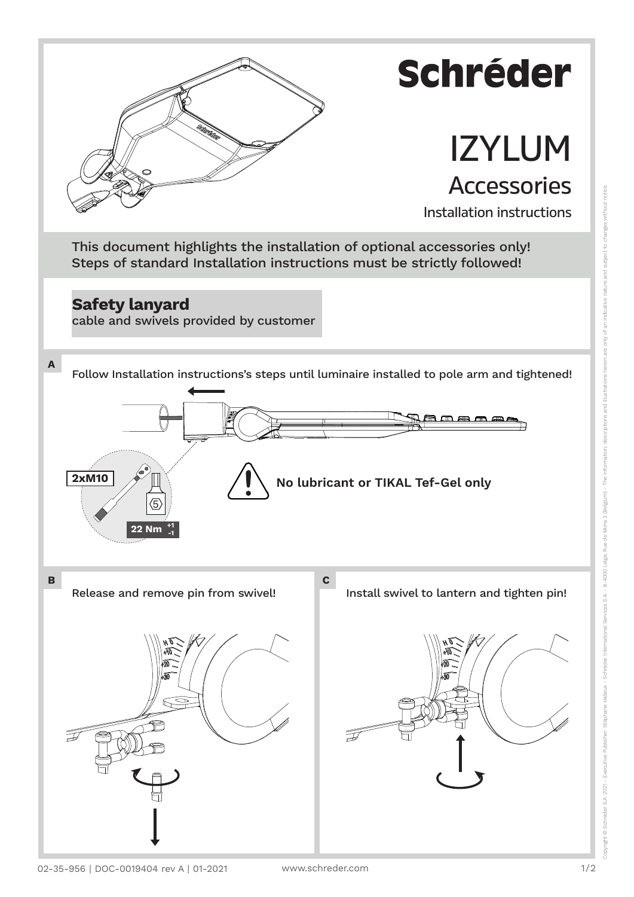# Schréder

# IZYLUM

## Accessories

Installation instructions

**This document highlights the installation of optional accessories only!**
**Steps of standard Installation instructions must be strictly followed!**

## Safety lanyard

cable and swivels provided by customer

**A**

Follow Installation instructions's steps until luminaire installed to pole arm and tightened!

**2xM10**

5

**22 Nm** $^{+1}_{-1}$

**No lubricant or TIKAL Tef-Gel only**

**B**

Release and remove pin from swivel!

**C**

Install swivel to lantern and tighten pin!

02-35-956 | DOC-0019404 rev A | 01-2021

www.schreder.com

Copyright © Schréder S.A. 2021 - Executive Publisher: Stéphane Halleux - Schréder International Services S.A. - B-4000 Liège, Rue de Mons 3 (Belgium) - The information, descriptions and illustrations herein are only of an indicative nature and subject to changes without notice.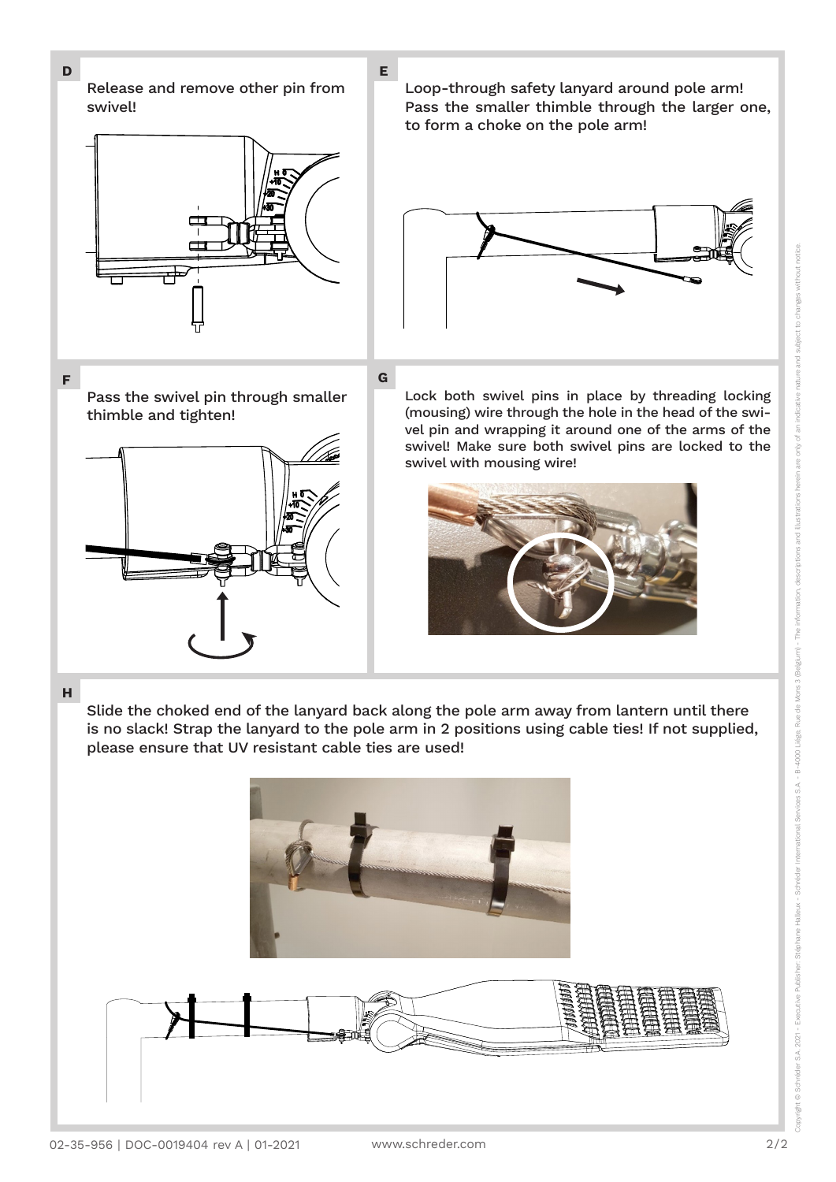**D**

Release and remove other pin from swivel!

H 0
+10
+20
+30

**E**

Loop-through safety lanyard around pole arm! Pass the smaller thimble through the larger one, to form a choke on the pole arm!

**F**

Pass the swivel pin through smaller thimble and tighten!

H 0
+10
+20
+30

**G**

Lock both swivel pins in place by threading locking (mousing) wire through the hole in the head of the swivel pin and wrapping it around one of the arms of the swivel! Make sure both swivel pins are locked to the swivel with mousing wire!

**H**

Slide the choked end of the lanyard back along the pole arm away from lantern until there is no slack! Strap the lanyard to the pole arm in 2 positions using cable ties! If not supplied, please ensure that UV resistant cable ties are used!

02-35-956 | DOC-0019404 rev A | 01-2021

www.schreder.com

Copyright © Schréder S.A. 2021 - Executive Publisher: Stéphane Halleux - Schréder International Services S.A. - B-4000 Liège, Rue de Mons 3 (Belgium) - The information, descriptions and illustrations herein are only of an indicative nature and subject to changes without notice.